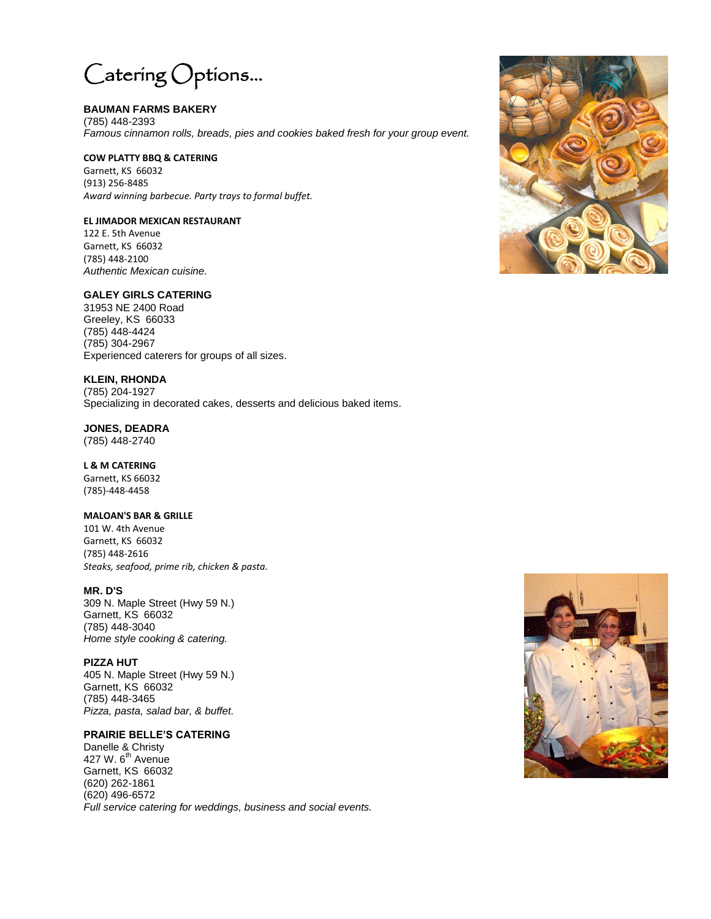# Catering Options...

**BAUMAN FARMS BAKERY**
(785) 448-2393
*Famous cinnamon rolls, breads, pies and cookies baked fresh for your group event.*

**COW PLATTY BBQ & CATERING**
Garnett, KS 66032
(913) 256-8485
*Award winning barbecue. Party trays to formal buffet.*

**EL JIMADOR MEXICAN RESTAURANT**
122 E. 5th Avenue
Garnett, KS 66032
(785) 448-2100
*Authentic Mexican cuisine.*

**GALEY GIRLS CATERING**
31953 NE 2400 Road
Greeley, KS 66033
(785) 448-4424
(785) 304-2967
Experienced caterers for groups of all sizes.

**KLEIN, RHONDA**
(785) 204-1927
Specializing in decorated cakes, desserts and delicious baked items.

**JONES, DEADRA**
(785) 448-2740

**L & M CATERING**
Garnett, KS 66032
(785)-448-4458

**MALOAN'S BAR & GRILLE**
101 W. 4th Avenue
Garnett, KS 66032
(785) 448-2616
*Steaks, seafood, prime rib, chicken & pasta.*

**MR. D'S**
309 N. Maple Street (Hwy 59 N.)
Garnett, KS 66032
(785) 448-3040
*Home style cooking & catering.*

**PIZZA HUT**
405 N. Maple Street (Hwy 59 N.)
Garnett, KS 66032
(785) 448-3465
*Pizza, pasta, salad bar, & buffet.*

**PRAIRIE BELLE'S CATERING**
Danelle & Christy
427 W. 6th Avenue
Garnett, KS 66032
(620) 262-1861
(620) 496-6572
*Full service catering for weddings, business and social events.*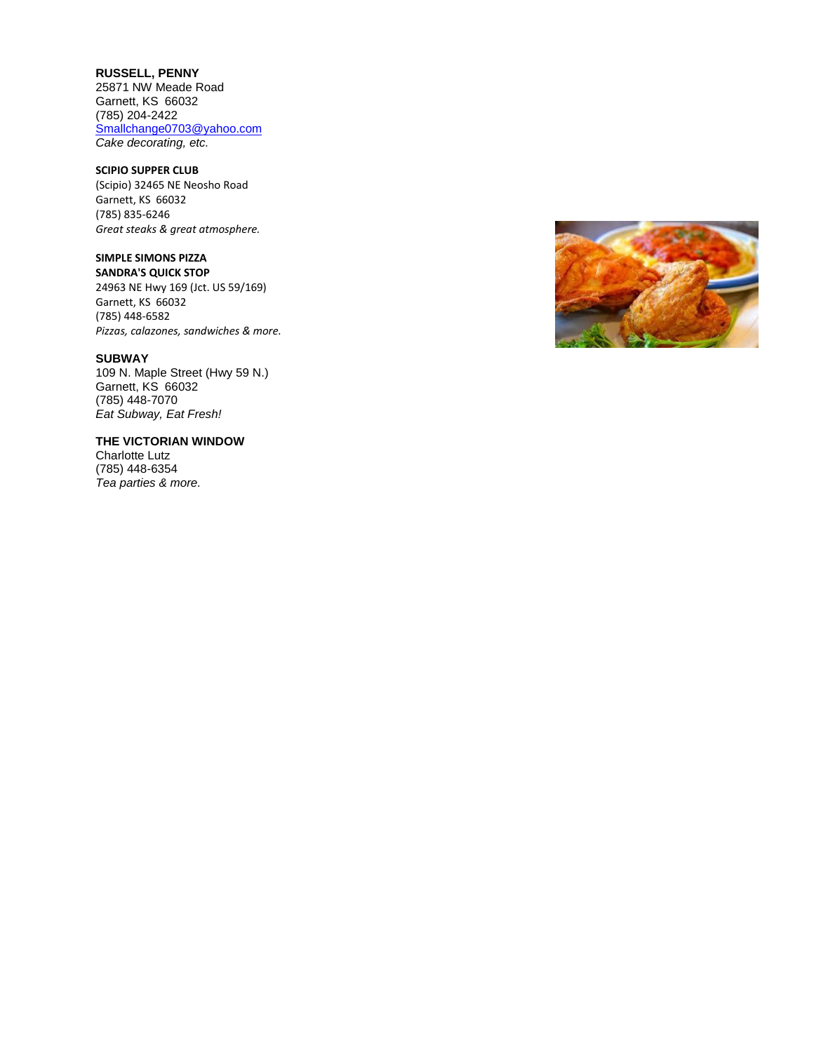**RUSSELL, PENNY**
25871 NW Meade Road
Garnett, KS 66032
(785) 204-2422
Smallchange0703@yahoo.com
*Cake decorating, etc.*

**SCIPIO SUPPER CLUB**
(Scipio) 32465 NE Neosho Road
Garnett, KS 66032
(785) 835-6246
*Great steaks & great atmosphere.*

**SIMPLE SIMONS PIZZA**
**SANDRA'S QUICK STOP**
24963 NE Hwy 169 (Jct. US 59/169)
Garnett, KS 66032
(785) 448-6582
*Pizzas, calazones, sandwiches & more.*

**SUBWAY**
109 N. Maple Street (Hwy 59 N.)
Garnett, KS 66032
(785) 448-7070
*Eat Subway, Eat Fresh!*

**THE VICTORIAN WINDOW**
Charlotte Lutz
(785) 448-6354
*Tea parties & more.*